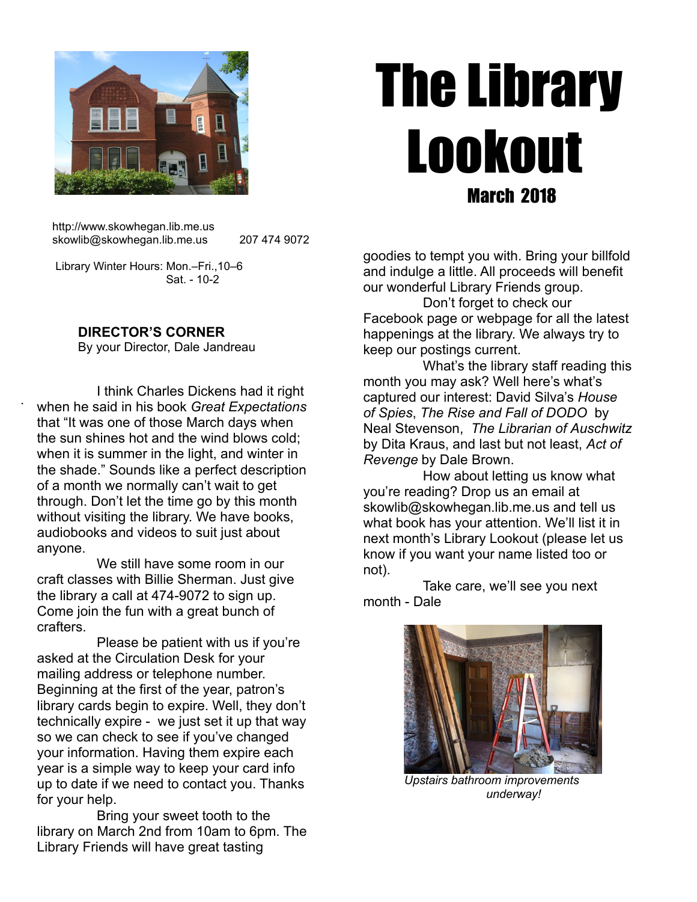# The Library Lookout

**March 2018**

http://www.skowhegan.lib.me.us
skowlib@skowhegan.lib.me.us 207 474 9072

Library Winter Hours: Mon.–Fri.,10–6
Sat. - 10-2

## DIRECTOR'S CORNER

By your Director, Dale Jandreau

I think Charles Dickens had it right when he said in his book *Great Expectations* that "It was one of those March days when the sun shines hot and the wind blows cold; when it is summer in the light, and winter in the shade." Sounds like a perfect description of a month we normally can't wait to get through. Don't let the time go by this month without visiting the library. We have books, audiobooks and videos to suit just about anyone.

We still have some room in our craft classes with Billie Sherman. Just give the library a call at 474-9072 to sign up. Come join the fun with a great bunch of crafters.

Please be patient with us if you're asked at the Circulation Desk for your mailing address or telephone number. Beginning at the first of the year, patron's library cards begin to expire. Well, they don't technically expire - we just set it up that way so we can check to see if you've changed your information. Having them expire each year is a simple way to keep your card info up to date if we need to contact you. Thanks for your help.

Bring your sweet tooth to the library on March 2nd from 10am to 6pm. The Library Friends will have great tasting goodies to tempt you with. Bring your billfold and indulge a little. All proceeds will benefit our wonderful Library Friends group.

Don't forget to check our Facebook page or webpage for all the latest happenings at the library. We always try to keep our postings current.

What's the library staff reading this month you may ask? Well here's what's captured our interest: David Silva's *House of Spies*, *The Rise and Fall of DODO* by Neal Stevenson, *The Librarian of Auschwitz* by Dita Kraus, and last but not least, *Act of Revenge* by Dale Brown.

How about letting us know what you're reading? Drop us an email at skowlib@skowhegan.lib.me.us and tell us what book has your attention. We'll list it in next month's Library Lookout (please let us know if you want your name listed too or not).

Take care, we'll see you next month - Dale

*Upstairs bathroom improvements underway!*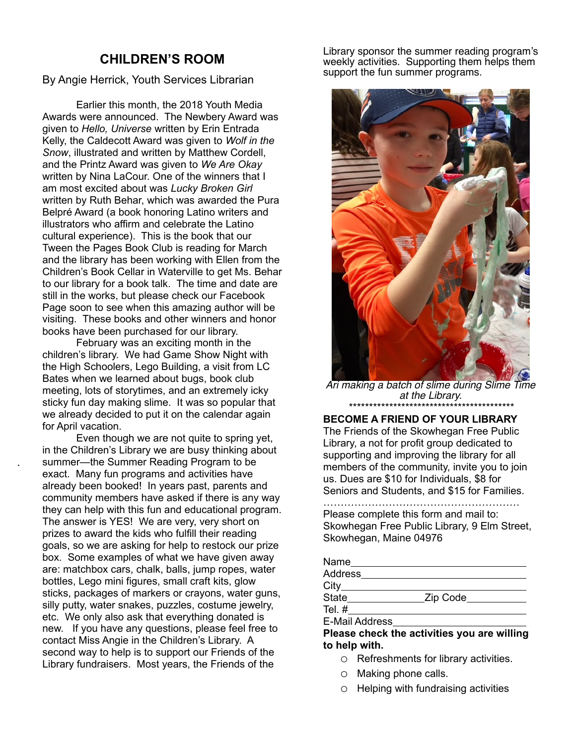## CHILDREN'S ROOM

By Angie Herrick, Youth Services Librarian

Earlier this month, the 2018 Youth Media Awards were announced. The Newbery Award was given to *Hello, Universe* written by Erin Entrada Kelly, the Caldecott Award was given to *Wolf in the Snow*, illustrated and written by Matthew Cordell, and the Printz Award was given to *We Are Okay* written by Nina LaCour. One of the winners that I am most excited about was *Lucky Broken Girl* written by Ruth Behar, which was awarded the Pura Belpré Award (a book honoring Latino writers and illustrators who affirm and celebrate the Latino cultural experience). This is the book that our Tween the Pages Book Club is reading for March and the library has been working with Ellen from the Children's Book Cellar in Waterville to get Ms. Behar to our library for a book talk. The time and date are still in the works, but please check our Facebook Page soon to see when this amazing author will be visiting. These books and other winners and honor books have been purchased for our library.

February was an exciting month in the children's library. We had Game Show Night with the High Schoolers, Lego Building, a visit from LC Bates when we learned about bugs, book club meeting, lots of storytimes, and an extremely icky sticky fun day making slime. It was so popular that we already decided to put it on the calendar again for April vacation.

Even though we are not quite to spring yet, in the Children's Library we are busy thinking about summer—the Summer Reading Program to be exact. Many fun programs and activities have already been booked! In years past, parents and community members have asked if there is any way they can help with this fun and educational program. The answer is YES! We are very, very short on prizes to award the kids who fulfill their reading goals, so we are asking for help to restock our prize box. Some examples of what we have given away are: matchbox cars, chalk, balls, jump ropes, water bottles, Lego mini figures, small craft kits, glow sticks, packages of markers or crayons, water guns, silly putty, water snakes, puzzles, costume jewelry, etc. We only also ask that everything donated is new. If you have any questions, please feel free to contact Miss Angie in the Children's Library. A second way to help is to support our Friends of the Library fundraisers. Most years, the Friends of the Library sponsor the summer reading program's weekly activities. Supporting them helps them support the fun summer programs.

*Ari making a batch of slime during Slime Time at the Library.*

*******************************************

**BECOME A FRIEND OF YOUR LIBRARY**

The Friends of the Skowhegan Free Public Library, a not for profit group dedicated to supporting and improving the library for all members of the community, invite you to join us. Dues are $10 for Individuals, $8 for Seniors and Students, and $15 for Families.

…………………………………………………

Please complete this form and mail to: Skowhegan Free Public Library, 9 Elm Street, Skowhegan, Maine 04976

Name________________________________

Address______________________________

City_________________________________

State_____________ Zip Code___________

Tel. #________________________________

E-Mail Address________________________

**Please check the activities you are willing to help with.**

- ○ Refreshments for library activities.
- ○ Making phone calls.
- ○ Helping with fundraising activities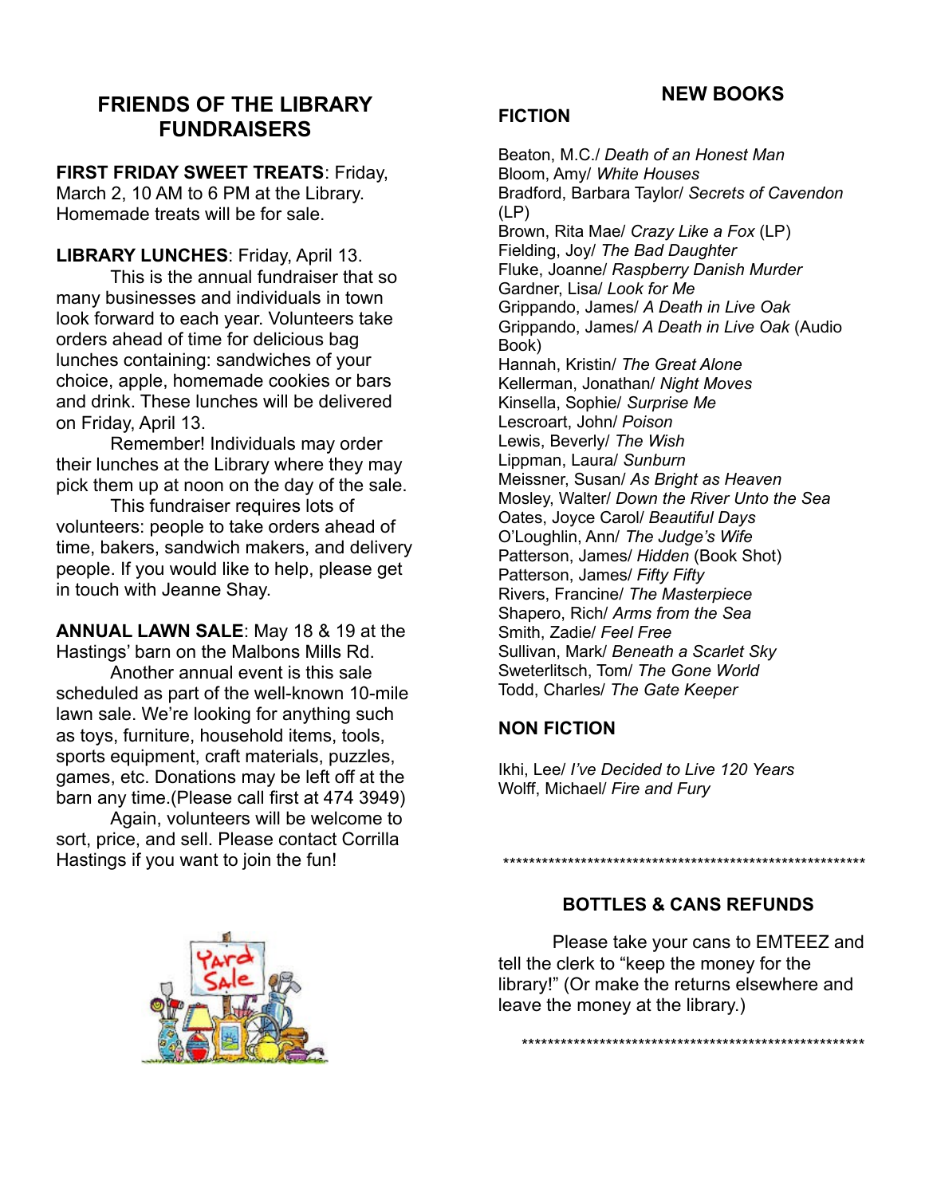## FRIENDS OF THE LIBRARY FUNDRAISERS

**FIRST FRIDAY SWEET TREATS**: Friday, March 2, 10 AM to 6 PM at the Library. Homemade treats will be for sale.

**LIBRARY LUNCHES**: Friday, April 13.

This is the annual fundraiser that so many businesses and individuals in town look forward to each year. Volunteers take orders ahead of time for delicious bag lunches containing: sandwiches of your choice, apple, homemade cookies or bars and drink. These lunches will be delivered on Friday, April 13.

Remember! Individuals may order their lunches at the Library where they may pick them up at noon on the day of the sale.

This fundraiser requires lots of volunteers: people to take orders ahead of time, bakers, sandwich makers, and delivery people. If you would like to help, please get in touch with Jeanne Shay.

**ANNUAL LAWN SALE**: May 18 & 19 at the Hastings' barn on the Malbons Mills Rd.

Another annual event is this sale scheduled as part of the well-known 10-mile lawn sale. We're looking for anything such as toys, furniture, household items, tools, sports equipment, craft materials, puzzles, games, etc. Donations may be left off at the barn any time.(Please call first at 474 3949)

Again, volunteers will be welcome to sort, price, and sell. Please contact Corrilla Hastings if you want to join the fun!

## NEW BOOKS

### FICTION

Beaton, M.C./ *Death of an Honest Man*
Bloom, Amy/ *White Houses*
Bradford, Barbara Taylor/ *Secrets of Cavendon* (LP)
Brown, Rita Mae/ *Crazy Like a Fox* (LP)
Fielding, Joy/ *The Bad Daughter*
Fluke, Joanne/ *Raspberry Danish Murder*
Gardner, Lisa/ *Look for Me*
Grippando, James/ *A Death in Live Oak*
Grippando, James/ *A Death in Live Oak* (Audio Book)
Hannah, Kristin/ *The Great Alone*
Kellerman, Jonathan/ *Night Moves*
Kinsella, Sophie/ *Surprise Me*
Lescroart, John/ *Poison*
Lewis, Beverly/ *The Wish*
Lippman, Laura/ *Sunburn*
Meissner, Susan/ *As Bright as Heaven*
Mosley, Walter/ *Down the River Unto the Sea*
Oates, Joyce Carol/ *Beautiful Days*
O'Loughlin, Ann/ *The Judge's Wife*
Patterson, James/ *Hidden* (Book Shot)
Patterson, James/ *Fifty Fifty*
Rivers, Francine/ *The Masterpiece*
Shapero, Rich/ *Arms from the Sea*
Smith, Zadie/ *Feel Free*
Sullivan, Mark/ *Beneath a Scarlet Sky*
Sweterlitsch, Tom/ *The Gone World*
Todd, Charles/ *The Gate Keeper*

### NON FICTION

Ikhi, Lee/ *I've Decided to Live 120 Years*
Wolff, Michael/ *Fire and Fury*

***********************************************************

### BOTTLES & CANS REFUNDS

Please take your cans to EMTEEZ and tell the clerk to "keep the money for the library!" (Or make the returns elsewhere and leave the money at the library.)

***********************************************************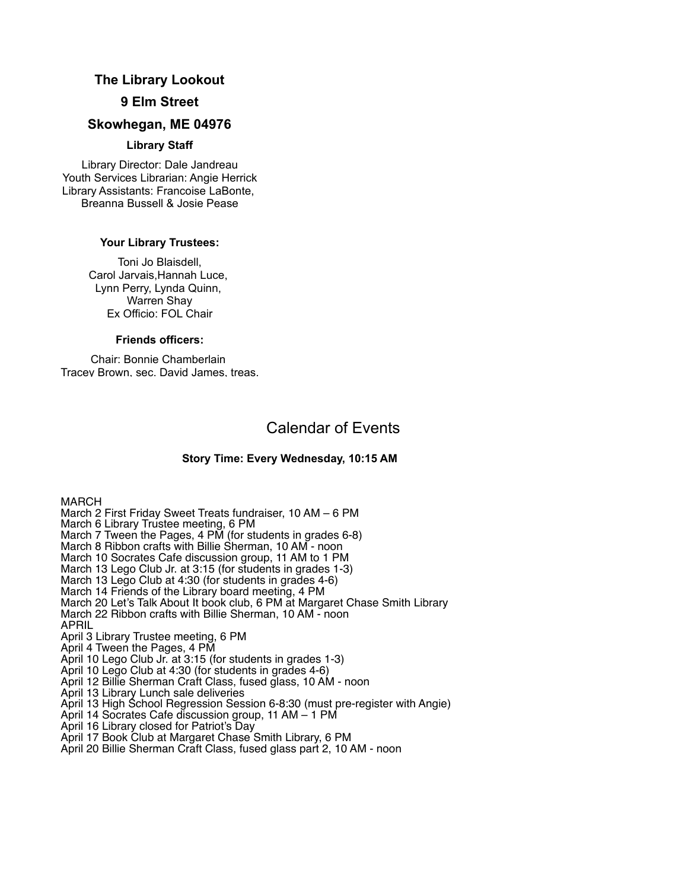**The Library Lookout**

**9 Elm Street**

**Skowhegan, ME 04976**

**Library Staff**

Library Director: Dale Jandreau
Youth Services Librarian: Angie Herrick
Library Assistants: Francoise LaBonte, Breanna Bussell & Josie Pease

**Your Library Trustees:**

Toni Jo Blaisdell, Carol Jarvais,Hannah Luce, Lynn Perry, Lynda Quinn, Warren Shay
Ex Officio: FOL Chair

**Friends officers:**

Chair: Bonnie Chamberlain
Tracey Brown, sec. David James, treas.

# Calendar of Events

**Story Time: Every Wednesday, 10:15 AM**

MARCH
March 2 First Friday Sweet Treats fundraiser, 10 AM – 6 PM
March 6 Library Trustee meeting, 6 PM
March 7 Tween the Pages, 4 PM (for students in grades 6-8)
March 8 Ribbon crafts with Billie Sherman, 10 AM - noon
March 10 Socrates Cafe discussion group, 11 AM to 1 PM
March 13 Lego Club Jr. at 3:15 (for students in grades 1-3)
March 13 Lego Club at 4:30 (for students in grades 4-6)
March 14 Friends of the Library board meeting, 4 PM
March 20 Let's Talk About It book club, 6 PM at Margaret Chase Smith Library
March 22 Ribbon crafts with Billie Sherman, 10 AM - noon
APRIL
April 3 Library Trustee meeting, 6 PM
April 4 Tween the Pages, 4 PM
April 10 Lego Club Jr. at 3:15 (for students in grades 1-3)
April 10 Lego Club at 4:30 (for students in grades 4-6)
April 12 Billie Sherman Craft Class, fused glass, 10 AM - noon
April 13 Library Lunch sale deliveries
April 13 High School Regression Session 6-8:30 (must pre-register with Angie)
April 14 Socrates Cafe discussion group, 11 AM – 1 PM
April 16 Library closed for Patriot's Day
April 17 Book Club at Margaret Chase Smith Library, 6 PM
April 20 Billie Sherman Craft Class, fused glass part 2, 10 AM - noon